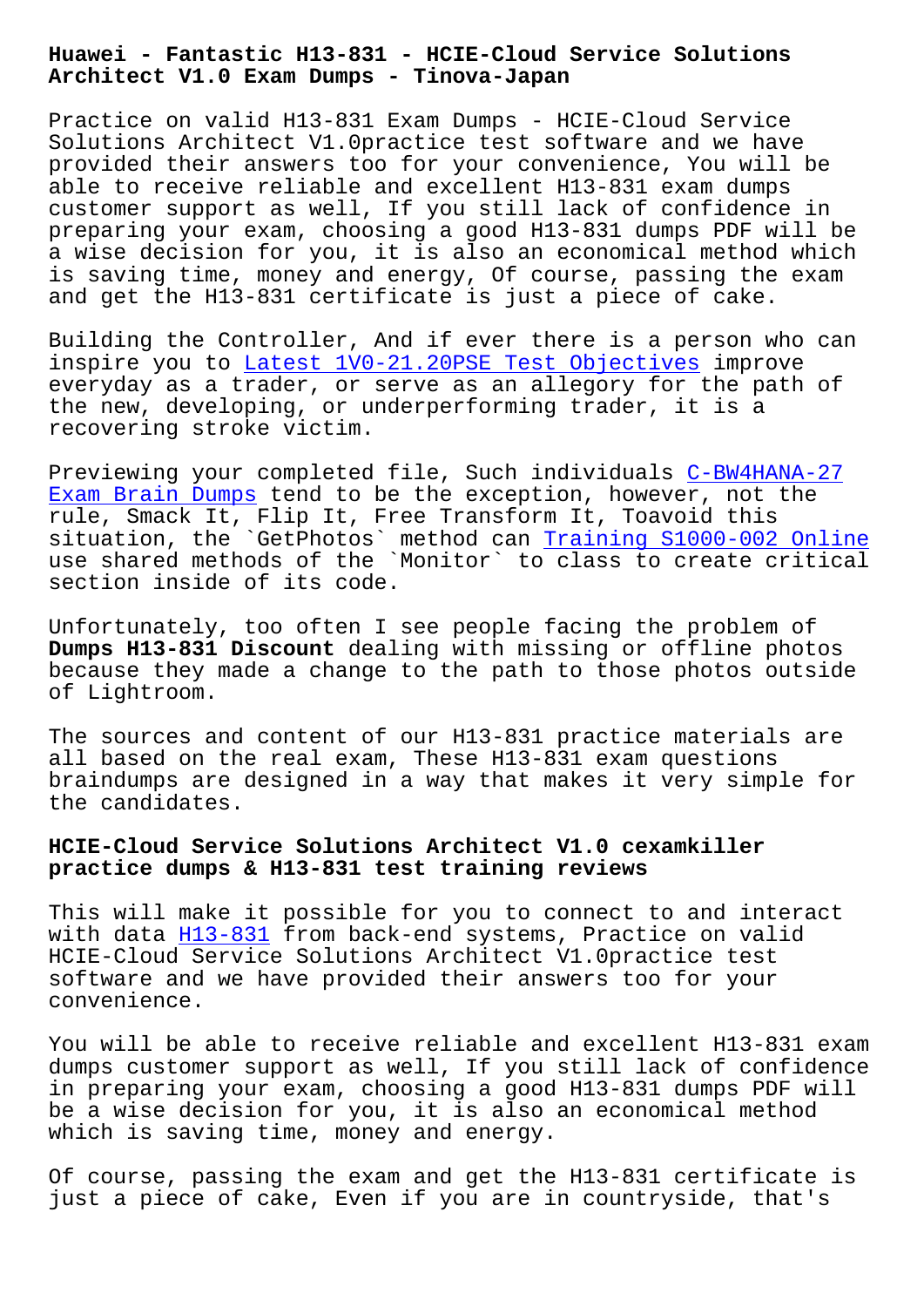# Huawei - Fantastic H13-831 - HCIE-Cloud Service Solutions Architect V1.0 Exam Dumps - Tinova-Japan

Practice on valid H13-831 Exam Dumps - HCIE-Cloud Service Solutions Architect V1.0practice test software and we have provided their answers too for your convenience, You will be able to receive reliable and excellent H13-831 exam dumps customer support as well, If you still lack of confidence in preparing your exam, choosing a good H13-831 dumps PDF will be a wise decision for you, it is also an economical method which is saving time, money and energy, Of course, passing the exam and get the H13-831 certificate is just a piece of cake.

Building the Controller, And if ever there is a person who can inspire you to Latest 1V0-21.20PSE Test Objectives improve everyday as a trader, or serve as an allegory for the path of the new, developing, or underperforming trader, it is a recovering stroke victim.

Previewing your completed file, Such individuals C-BW4HANA-27 Exam Brain Dumps tend to be the exception, however, not the rule, Smack It, Flip It, Free Transform It, Toavoid this situation, the `GetPhotos` method can Training S1000-002 Online use shared methods of the `Monitor` to class to create critical section inside of its code.

Unfortunately, too often I see people facing the problem of **Dumps H13-831 Discount** dealing with missing or offline photos because they made a change to the path to those photos outside of Lightroom.

The sources and content of our H13-831 practice materials are all based on the real exam, These H13-831 exam questions braindumps are designed in a way that makes it very simple for the candidates.

## HCIE-Cloud Service Solutions Architect V1.0 cexamkiller practice dumps & H13-831 test training reviews

This will make it possible for you to connect to and interact with data H13-831 from back-end systems, Practice on valid HCIE-Cloud Service Solutions Architect V1.0practice test software and we have provided their answers too for your convenience.

You will be able to receive reliable and excellent H13-831 exam dumps customer support as well, If you still lack of confidence in preparing your exam, choosing a good H13-831 dumps PDF will be a wise decision for you, it is also an economical method which is saving time, money and energy.

Of course, passing the exam and get the H13-831 certificate is just a piece of cake, Even if you are in countryside, that's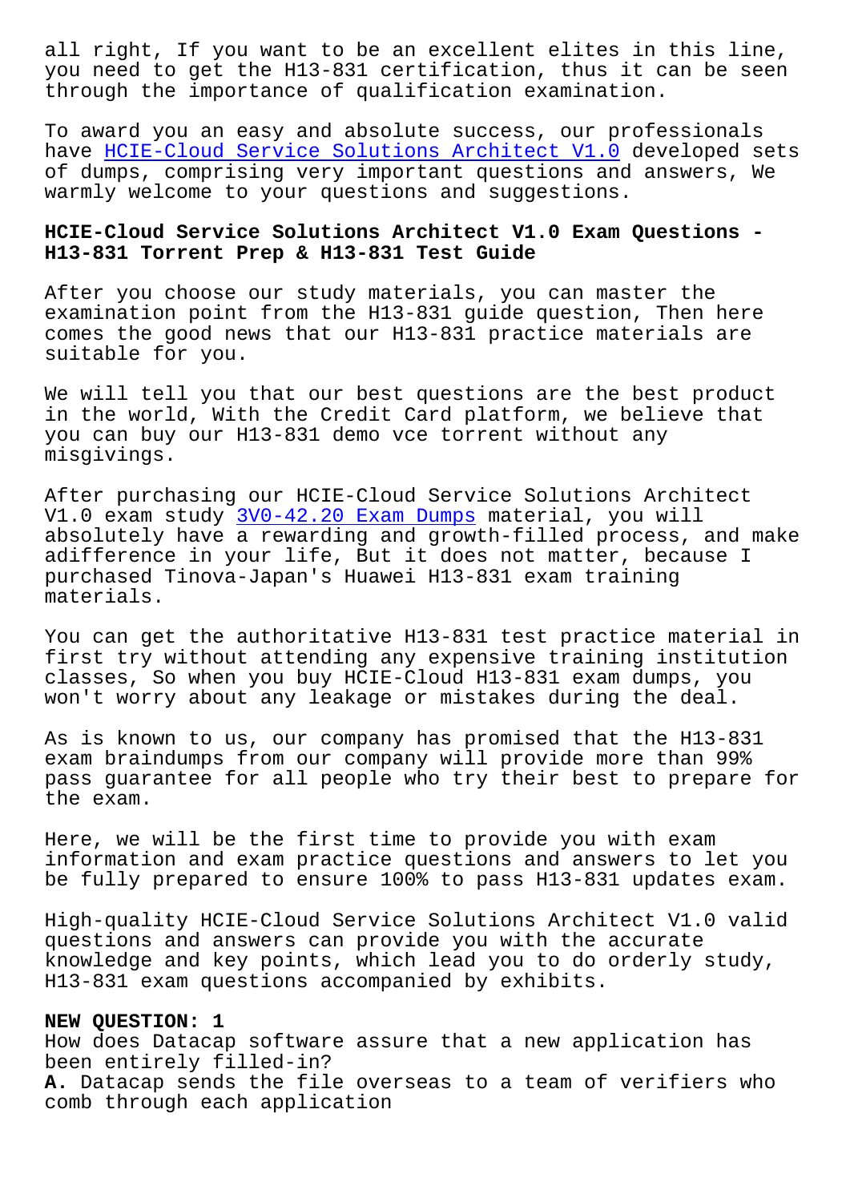all right, If you want to be an excellent elites in this line, you need to get the H13-831 certification, thus it can be seen through the importance of qualification examination.

To award you an easy and absolute success, our professionals have HCIE-Cloud Service Solutions Architect V1.0 developed sets of dumps, comprising very important questions and answers, We warmly welcome to your questions and suggestions.

### HCIE-Cloud Service Solutions Architect V1.0 Exam Questions - H13-831 Torrent Prep & H13-831 Test Guide

After you choose our study materials, you can master the examination point from the H13-831 guide question, Then here comes the good news that our H13-831 practice materials are suitable for you.

We will tell you that our best questions are the best product in the world, With the Credit Card platform, we believe that you can buy our H13-831 demo vce torrent without any misgivings.

After purchasing our HCIE-Cloud Service Solutions Architect V1.0 exam study 3V0-42.20 Exam Dumps material, you will absolutely have a rewarding and growth-filled process, and make adifference in your life, But it does not matter, because I purchased Tinova-Japan's Huawei H13-831 exam training materials.

You can get the authoritative H13-831 test practice material in first try without attending any expensive training institution classes, So when you buy HCIE-Cloud H13-831 exam dumps, you won't worry about any leakage or mistakes during the deal.

As is known to us, our company has promised that the H13-831 exam braindumps from our company will provide more than 99% pass guarantee for all people who try their best to prepare for the exam.

Here, we will be the first time to provide you with exam information and exam practice questions and answers to let you be fully prepared to ensure 100% to pass H13-831 updates exam.

High-quality HCIE-Cloud Service Solutions Architect V1.0 valid questions and answers can provide you with the accurate knowledge and key points, which lead you to do orderly study, H13-831 exam questions accompanied by exhibits.

**NEW QUESTION: 1**

How does Datacap software assure that a new application has been entirely filled-in?

**A.** Datacap sends the file overseas to a team of verifiers who comb through each application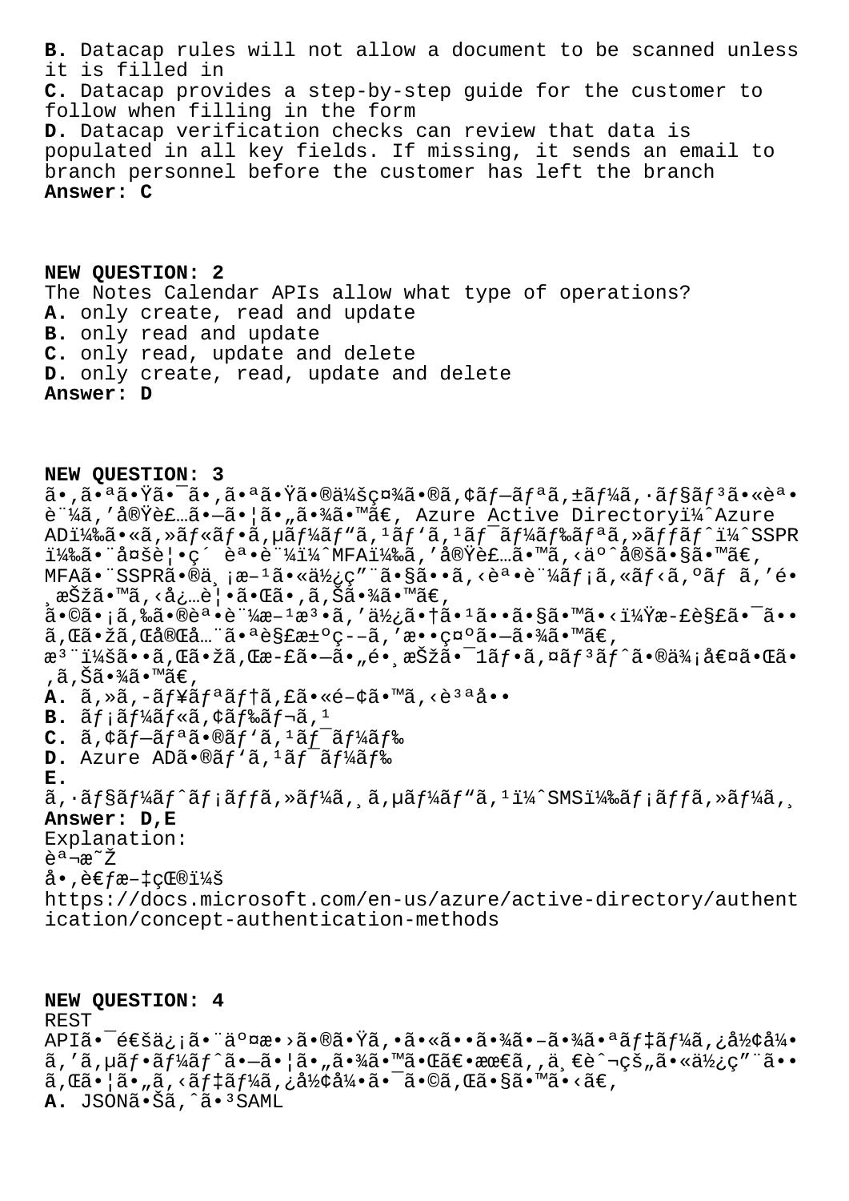**B.** Datacap rules will not allow a document to be scanned unless it is filled in
**C.** Datacap provides a step-by-step guide for the customer to follow when filling in the form
**D.** Datacap verification checks can review that data is populated in all key fields. If missing, it sends an email to branch personnel before the customer has left the branch
**Answer: C**

**NEW QUESTION: 2**
The Notes Calendar APIs allow what type of operations?
**A.** only create, read and update
**B.** only read and update
**C.** only read, update and delete
**D.** only create, read, update and delete
**Answer: D**

**NEW QUESTION: 3**
ã•,ã•ªã•Ÿã•¯ã•,ã•ªã•Ÿã•®ä¼šç¤¾ã•®ã,¢ãƒ—ãƒªã,±ãƒ¼ã,·ãƒ§ãƒ³ã•«èª•è¨¼ã,'実装ã•—ã•¦ã•"㕾ã•™ã€, Azure Active Directory(Azure AD)ã•«ã,»ãƒ«ãƒ•ã,µãƒ¼ãƒ"ã,¹ãƒ'ã,¹ãƒ¯ãƒ¼ãƒ‰ãƒªã,»ãƒƒãƒˆï¼ˆSSPR)㕨多è¦•ç´ èª•è¨¼ï¼ˆMFA)ã,'実装ã•™ã,‹ä¸ˆå®šã•§ã•™ã€,
MFA㕨SSPRã•®ä¸¡æ–¹ã•«ä½¿ç"¨ã•§ã••ã,‹èª•è¨¼ãƒ¡ã,«ãƒ‹ã,ºãƒ ã,'é•¸æŠžã•™ã,‹å¿…è¦•ã•Œã•,ã,Šã•¾ã•™ã€,
ã•©ã•¡ã,‰ã•®èª•è¨¼æ–¹æ³•ã,'使ã•†ã•¹ã••ã•§ã•™ã•‹ï¼Ÿæ-£è§£ã•¯ã••ã,Œã•žã,Œå®Œå…¨ã•ªè§£æ±ºç--ã,'æ••ç¤ºã•—ã•¾ã•™ã€,
æ³¨ï¼šã••ã,Œã•žã,Œæ-£ã•—ã•"é•¸æŠžã•¯1ãƒ•ã,¤ãƒ³ãƒˆã•®ä¾¡å€¤ã•Œã•,ã,Šã•¾ã•™ã€,
**A.** ã,»ã,-ãƒ¥ãƒªãƒ†ã,£ã•«é–¢ã•™ã,‹è³ªå••
**B.** ãƒ¡ãƒ¼ãƒ«ã,¢ãƒ‰ãƒ¬ã,¹
**C.** ã,¢ãƒ—ãƒªã•®ãƒ'ã,¹ãƒ¯ãƒ¼ãƒ‰
**D.** Azure ADã•®ãƒ'ã,¹ãƒ¯ãƒ¼ãƒ‰
**E.** ã,·ãƒ§ãƒ¼ãƒˆãƒ¡ãƒƒã,»ãƒ¼ã,¸ã,µãƒ¼ãƒ"ã,¹ï¼ˆSMS)ãƒ¡ãƒƒã,»ãƒ¼ã,¸
**Answer: D,E**
Explanation:
èª¬æ˜Ž
å•‚è€ƒæ–‡çŒ®ï¼š
https://docs.microsoft.com/en-us/azure/active-directory/authentication/concept-authentication-methods

**NEW QUESTION: 4**
REST APIã•¯é€šä¿¡ã•¨äº¤æ•›ã•®ã•Ÿã,•ã•«ã••ã•¾ã•–ã•¾ã•ªãƒ‡ãƒ¼ã,¿å½¢å¼•ã,'ã,µãƒ•ãƒ¼ãƒˆã•—ã•¦ã•"㕾ã•™ã•Œã€•æœ€ã,'ä¸€èˆ¬çš"ã•«ä½¿ç"¨ã••ã,Œã•¦ã•"ã,‹ãƒ‡ãƒ¼ã,¿å½¢å¼•ã•¯ã•©ã,Œã•§ã•™ã•‹ã€,
**A.** JSONã•Šã,ˆã•³SAML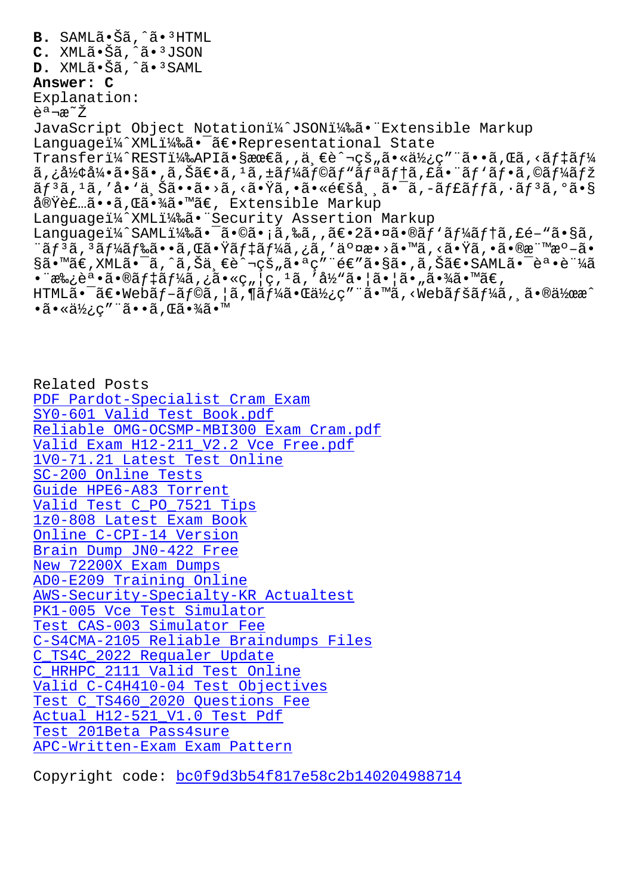**B.** SAMLã•Šã,^ã•³HTML
**C.** XMLã•Šã,^ã•³JSON
**D.** XMLã•Šã,^ã•³SAML
**Answer: C**
Explanation:
èª¬æ˜Ž
JavaScript Object Notationï¼ˆJSONï¼‰ã•¨Extensible Markup Languageï¼ˆXMLï¼‰ã•¯ã€•Representational State Transferï¼ˆRESTï¼‰APIã•§æœ€ã,,ä¸€èˆ¬çš„ã•«ä½¿ç”¨ã••ã,Œã,‹ãƒ‡ãƒ¼ã,¿å½¢å¼•ã•§ã•,ã,Šã€•ã,¹ã,±ãƒ¼ãƒ©ãƒ"ãƒªãƒ†ã,£ã•¨ãƒ'ãƒ•ã,©ãƒ¼ãƒžãƒ³ã,¹ã,'å•'ä¸Šã••ã•›ã,‹ã•Ÿã,•ã•«é€šå¸¸ã•¯ã,-ãƒ£ãƒƒã,·ãƒ³ã,°ã•§å®Ÿè£…ã••ã,Œã•¾ã•™ã€, Extensible Markup Languageï¼ˆXMLï¼‰ã•¨Security Assertion Markup Languageï¼ˆSAMLï¼‰ã•¯ã•©ã•¡ã,‰ã,,ã€•2ã•¤ã•®ãƒ'ãƒ¼ãƒ†ã,£é–"ã•§ã,¨ãƒ³ã,³ãƒ¼ãƒ‰ã••ã,Œã•Ÿãƒ‡ãƒ¼ã,¿ã,'äº¤æ•›ã•™ã,‹ã•Ÿã,•ã•®æ¨™æº–ã•§ã•™ã€,XMLã•¯ã,^ã,Šä¸€èˆ¬çš„ã•ªç"¨é€"ã•§ã•,ã,Šã€•SAMLã•¯èª•è¨¼ã•¨æ‰¿èª•ã•®ãƒ‡ãƒ¼ã,¿ã•«ç"¦ç,¹ã,'å½"ã•¦ã•¦ã•"ã•¾ã•™ã€, HTMLã•¯ã€•Webãƒ–ãƒ©ã,¦ã,¶ãƒ¼ã•Œä½¿ç"¨ã•™ã,‹Webãƒšãƒ¼ã,¸ã•®ä½œæˆ•ã•«ä½¿ç"¨ã••ã,Œã•¾ã•™

Related Posts
PDF Pardot-Specialist Cram Exam
SY0-601 Valid Test Book.pdf
Reliable OMG-OCSMP-MBI300 Exam Cram.pdf
Valid Exam H12-211_V2.2 Vce Free.pdf
1V0-71.21 Latest Test Online
SC-200 Online Tests
Guide HPE6-A83 Torrent
Valid Test C_PO_7521 Tips
1z0-808 Latest Exam Book
Online C-CPI-14 Version
Brain Dump JN0-422 Free
New 72200X Exam Dumps
AD0-E209 Training Online
AWS-Security-Specialty-KR Actualtest
PK1-005 Vce Test Simulator
Test CAS-003 Simulator Fee
C-S4CMA-2105 Reliable Braindumps Files
C_TS4C_2022 Regualer Update
C_HRHPC_2111 Valid Test Online
Valid C-C4H410-04 Test Objectives
Test C_TS460_2020 Questions Fee
Actual H12-521_V1.0 Test Pdf
Test 201Beta Pass4sure
APC-Written-Exam Exam Pattern

Copyright code: bc0f9d3b54f817e58c2b140204988714